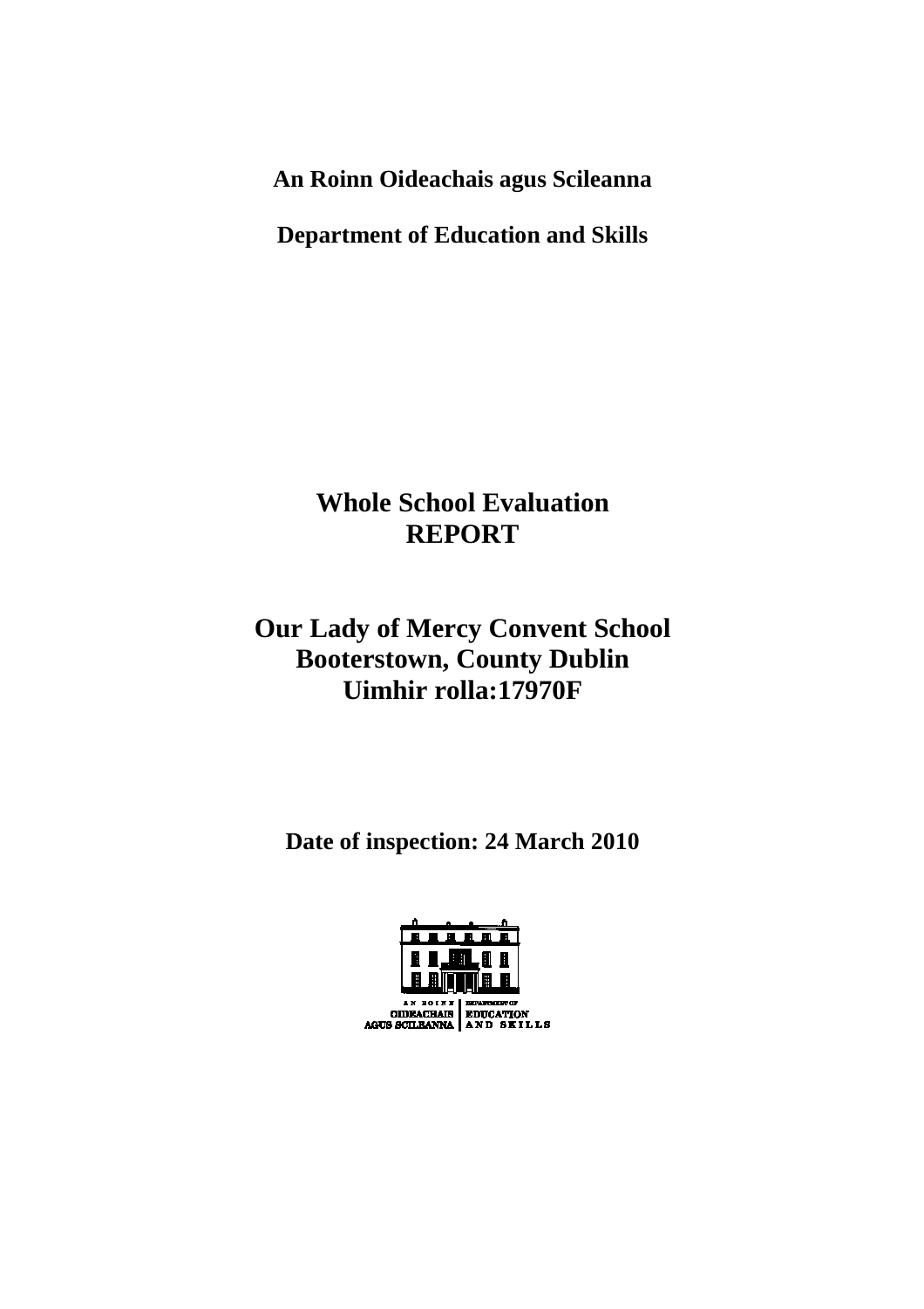**An Roinn Oideachais agus Scileanna**

**Department of Education and Skills**

# Whole School Evaluation
# REPORT

## Our Lady of Mercy Convent School
## Booterstown, County Dublin
## Uimhir rolla:17970F

**Date of inspection: 24 March 2010**

AN ROINN OIDEACHAIS AGUS SCILEANNA | DEPARTMENT OF EDUCATION AND SKILLS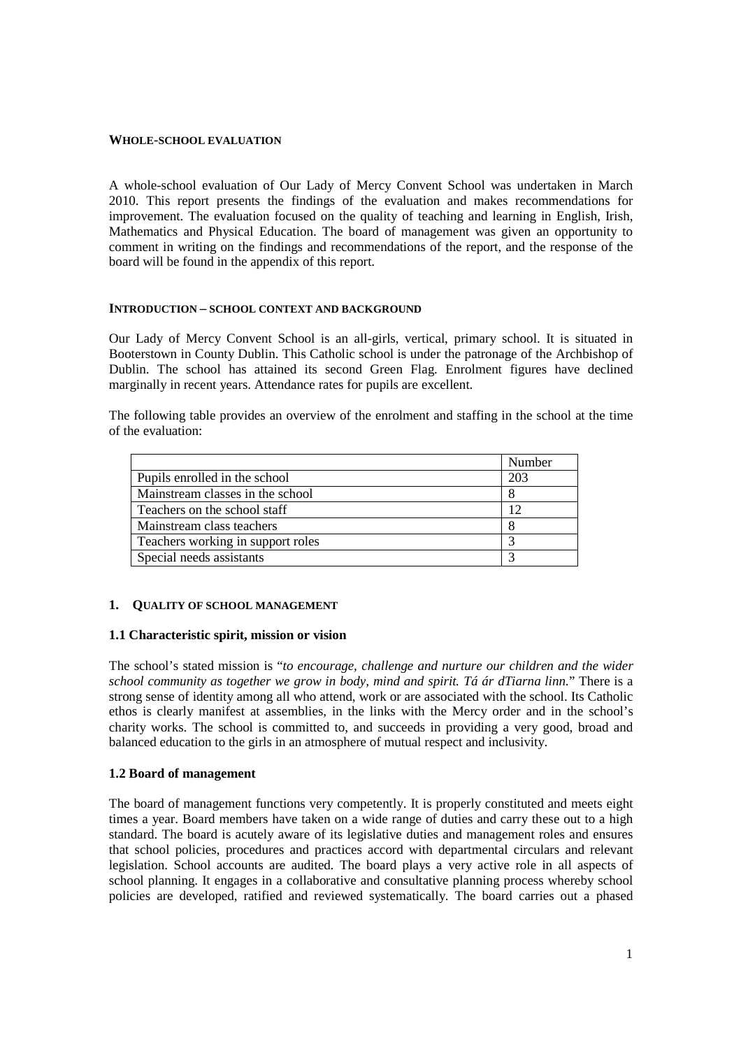**WHOLE-SCHOOL EVALUATION**

A whole-school evaluation of Our Lady of Mercy Convent School was undertaken in March 2010. This report presents the findings of the evaluation and makes recommendations for improvement. The evaluation focused on the quality of teaching and learning in English, Irish, Mathematics and Physical Education. The board of management was given an opportunity to comment in writing on the findings and recommendations of the report, and the response of the board will be found in the appendix of this report.

**INTRODUCTION – SCHOOL CONTEXT AND BACKGROUND**

Our Lady of Mercy Convent School is an all-girls, vertical, primary school. It is situated in Booterstown in County Dublin. This Catholic school is under the patronage of the Archbishop of Dublin. The school has attained its second Green Flag. Enrolment figures have declined marginally in recent years. Attendance rates for pupils are excellent.

The following table provides an overview of the enrolment and staffing in the school at the time of the evaluation:

| | Number |
|---|---|
| Pupils enrolled in the school | 203 |
| Mainstream classes in the school | 8 |
| Teachers on the school staff | 12 |
| Mainstream class teachers | 8 |
| Teachers working in support roles | 3 |
| Special needs assistants | 3 |

## 1. QUALITY OF SCHOOL MANAGEMENT

### 1.1 Characteristic spirit, mission or vision

The school's stated mission is "*to encourage, challenge and nurture our children and the wider school community as together we grow in body, mind and spirit. Tá ár dTiarna linn.*" There is a strong sense of identity among all who attend, work or are associated with the school. Its Catholic ethos is clearly manifest at assemblies, in the links with the Mercy order and in the school's charity works. The school is committed to, and succeeds in providing a very good, broad and balanced education to the girls in an atmosphere of mutual respect and inclusivity.

### 1.2 Board of management

The board of management functions very competently. It is properly constituted and meets eight times a year. Board members have taken on a wide range of duties and carry these out to a high standard. The board is acutely aware of its legislative duties and management roles and ensures that school policies, procedures and practices accord with departmental circulars and relevant legislation. School accounts are audited. The board plays a very active role in all aspects of school planning. It engages in a collaborative and consultative planning process whereby school policies are developed, ratified and reviewed systematically. The board carries out a phased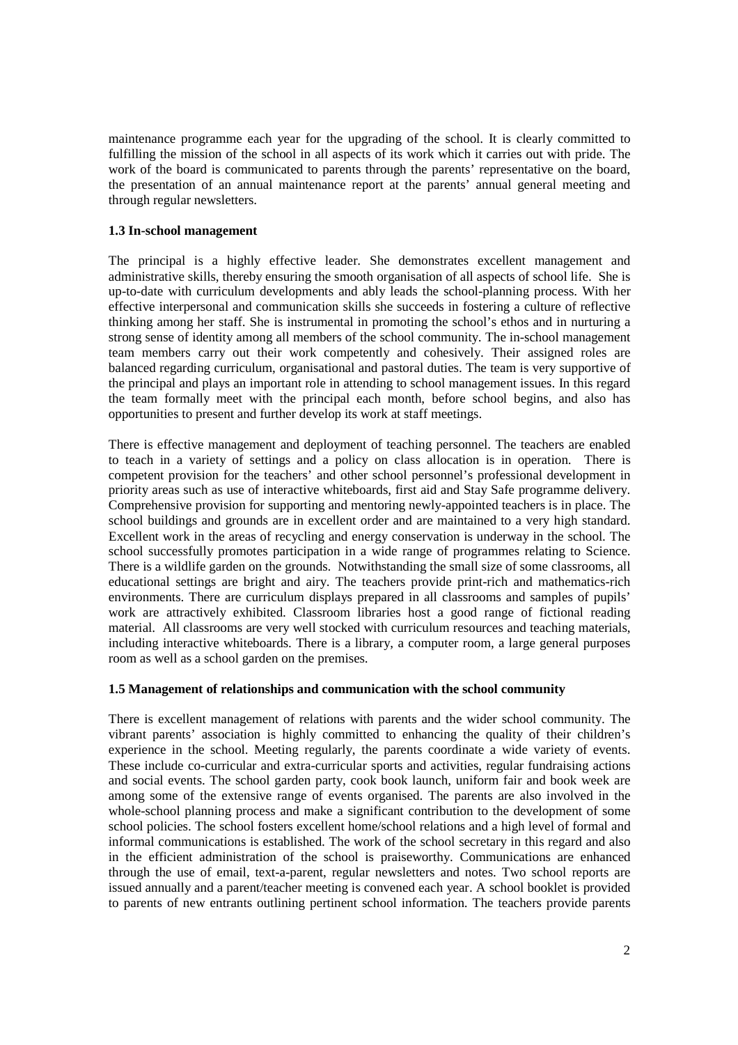maintenance programme each year for the upgrading of the school. It is clearly committed to fulfilling the mission of the school in all aspects of its work which it carries out with pride. The work of the board is communicated to parents through the parents' representative on the board, the presentation of an annual maintenance report at the parents' annual general meeting and through regular newsletters.

### 1.3 In-school management

The principal is a highly effective leader. She demonstrates excellent management and administrative skills, thereby ensuring the smooth organisation of all aspects of school life. She is up-to-date with curriculum developments and ably leads the school-planning process. With her effective interpersonal and communication skills she succeeds in fostering a culture of reflective thinking among her staff. She is instrumental in promoting the school's ethos and in nurturing a strong sense of identity among all members of the school community. The in-school management team members carry out their work competently and cohesively. Their assigned roles are balanced regarding curriculum, organisational and pastoral duties. The team is very supportive of the principal and plays an important role in attending to school management issues. In this regard the team formally meet with the principal each month, before school begins, and also has opportunities to present and further develop its work at staff meetings.

There is effective management and deployment of teaching personnel. The teachers are enabled to teach in a variety of settings and a policy on class allocation is in operation. There is competent provision for the teachers' and other school personnel's professional development in priority areas such as use of interactive whiteboards, first aid and Stay Safe programme delivery. Comprehensive provision for supporting and mentoring newly-appointed teachers is in place. The school buildings and grounds are in excellent order and are maintained to a very high standard. Excellent work in the areas of recycling and energy conservation is underway in the school. The school successfully promotes participation in a wide range of programmes relating to Science. There is a wildlife garden on the grounds. Notwithstanding the small size of some classrooms, all educational settings are bright and airy. The teachers provide print-rich and mathematics-rich environments. There are curriculum displays prepared in all classrooms and samples of pupils' work are attractively exhibited. Classroom libraries host a good range of fictional reading material. All classrooms are very well stocked with curriculum resources and teaching materials, including interactive whiteboards. There is a library, a computer room, a large general purposes room as well as a school garden on the premises.

### 1.5 Management of relationships and communication with the school community

There is excellent management of relations with parents and the wider school community. The vibrant parents' association is highly committed to enhancing the quality of their children's experience in the school. Meeting regularly, the parents coordinate a wide variety of events. These include co-curricular and extra-curricular sports and activities, regular fundraising actions and social events. The school garden party, cook book launch, uniform fair and book week are among some of the extensive range of events organised. The parents are also involved in the whole-school planning process and make a significant contribution to the development of some school policies. The school fosters excellent home/school relations and a high level of formal and informal communications is established. The work of the school secretary in this regard and also in the efficient administration of the school is praiseworthy. Communications are enhanced through the use of email, text-a-parent, regular newsletters and notes. Two school reports are issued annually and a parent/teacher meeting is convened each year. A school booklet is provided to parents of new entrants outlining pertinent school information. The teachers provide parents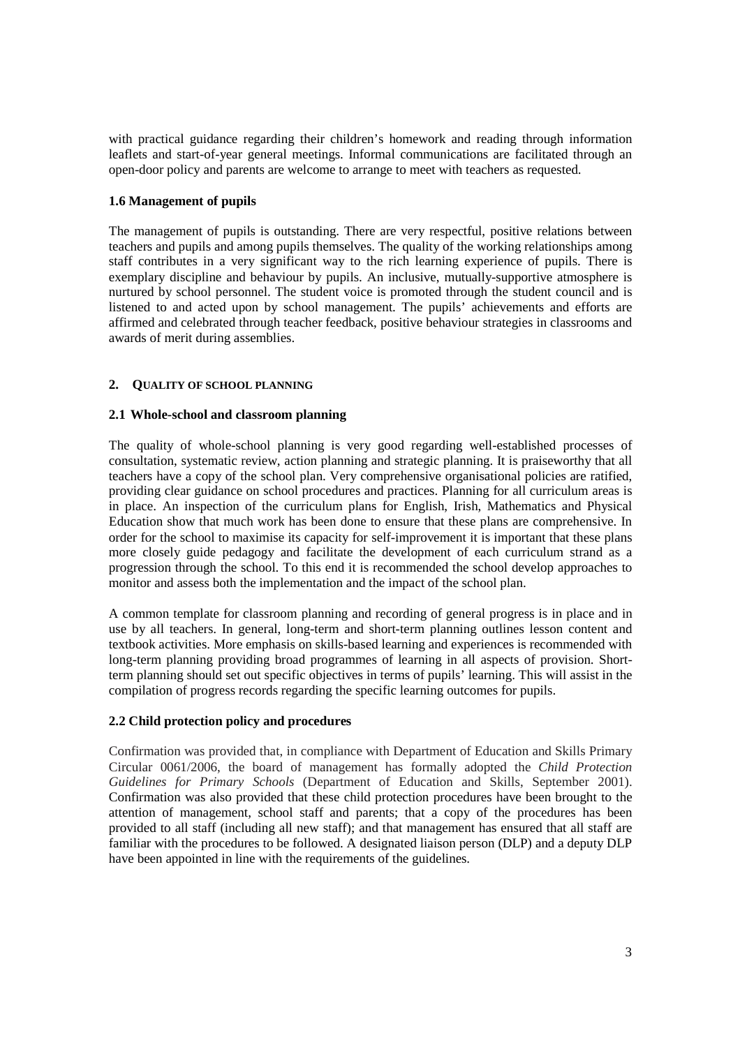with practical guidance regarding their children's homework and reading through information leaflets and start-of-year general meetings. Informal communications are facilitated through an open-door policy and parents are welcome to arrange to meet with teachers as requested.

### 1.6 Management of pupils

The management of pupils is outstanding. There are very respectful, positive relations between teachers and pupils and among pupils themselves. The quality of the working relationships among staff contributes in a very significant way to the rich learning experience of pupils. There is exemplary discipline and behaviour by pupils. An inclusive, mutually-supportive atmosphere is nurtured by school personnel. The student voice is promoted through the student council and is listened to and acted upon by school management. The pupils' achievements and efforts are affirmed and celebrated through teacher feedback, positive behaviour strategies in classrooms and awards of merit during assemblies.

## 2. QUALITY OF SCHOOL PLANNING

### 2.1 Whole-school and classroom planning

The quality of whole-school planning is very good regarding well-established processes of consultation, systematic review, action planning and strategic planning. It is praiseworthy that all teachers have a copy of the school plan. Very comprehensive organisational policies are ratified, providing clear guidance on school procedures and practices. Planning for all curriculum areas is in place. An inspection of the curriculum plans for English, Irish, Mathematics and Physical Education show that much work has been done to ensure that these plans are comprehensive. In order for the school to maximise its capacity for self-improvement it is important that these plans more closely guide pedagogy and facilitate the development of each curriculum strand as a progression through the school. To this end it is recommended the school develop approaches to monitor and assess both the implementation and the impact of the school plan.

A common template for classroom planning and recording of general progress is in place and in use by all teachers. In general, long-term and short-term planning outlines lesson content and textbook activities. More emphasis on skills-based learning and experiences is recommended with long-term planning providing broad programmes of learning in all aspects of provision. Short-term planning should set out specific objectives in terms of pupils' learning. This will assist in the compilation of progress records regarding the specific learning outcomes for pupils.

### 2.2 Child protection policy and procedures

Confirmation was provided that, in compliance with Department of Education and Skills Primary Circular 0061/2006, the board of management has formally adopted the *Child Protection Guidelines for Primary Schools* (Department of Education and Skills, September 2001). Confirmation was also provided that these child protection procedures have been brought to the attention of management, school staff and parents; that a copy of the procedures has been provided to all staff (including all new staff); and that management has ensured that all staff are familiar with the procedures to be followed. A designated liaison person (DLP) and a deputy DLP have been appointed in line with the requirements of the guidelines.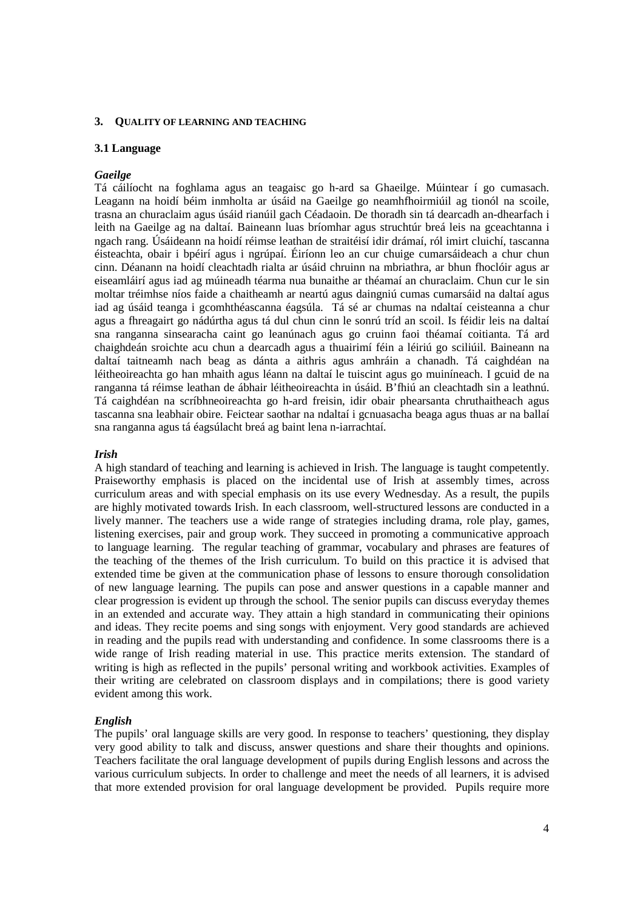## 3. QUALITY OF LEARNING AND TEACHING

### 3.1 Language

***Gaeilge***

Tá cáilíocht na foghlama agus an teagaisc go h-ard sa Ghaeilge. Múintear í go cumasach. Leagann na hoidí béim inmholta ar úsáid na Gaeilge go neamhfhoirmiúil ag tionól na scoile, trasna an churaclaim agus úsáid rianúil gach Céadaoin. De thoradh sin tá dearcadh an-dhearfach i leith na Gaeilge ag na daltaí. Baineann luas bríomhar agus struchtúr breá leis na gceachtanna i ngach rang. Úsáideann na hoidí réimse leathan de straitéisí idir drámaí, ról imirt cluichí, tascanna éisteachta, obair i bpéirí agus i ngrúpaí. Éiríonn leo an cur chuige cumarsáideach a chur chun cinn. Déanann na hoidí cleachtadh rialta ar úsáid chruinn na mbriathra, ar bhun fhoclóir agus ar eiseamláirí agus iad ag múineadh téarma nua bunaithe ar théamaí an churaclaim. Chun cur le sin moltar tréimhse níos faide a chaitheamh ar neartú agus daingniú cumas cumarsáid na daltaí agus iad ag úsáid teanga i gcomhthéascanna éagsúla. Tá sé ar chumas na ndaltaí ceisteanna a chur agus a fhreagairt go nádúrtha agus tá dul chun cinn le sonrú tríd an scoil. Is féidir leis na daltaí sna ranganna sinsearacha caint go leanúnach agus go cruinn faoi théamaí coitianta. Tá ard chaighdeán sroichte acu chun a dearcadh agus a thuairimí féin a léiriú go sciliúil. Baineann na daltaí taitneamh nach beag as dánta a aithris agus amhráin a chanadh. Tá caighdéan na léitheoireachta go han mhaith agus léann na daltaí le tuiscint agus go muiníneach. I gcuid de na ranganna tá réimse leathan de ábhair léitheoireachta in úsáid. B'fhiú an cleachtadh sin a leathnú. Tá caighdéan na scríbhneoireachta go h-ard freisin, idir obair phearsanta chruthaitheach agus tascanna sna leabhair obire. Feictear saothar na ndaltaí i gcnuasacha beaga agus thuas ar na ballaí sna ranganna agus tá éagsúlacht breá ag baint lena n-iarrachtaí.

***Irish***

A high standard of teaching and learning is achieved in Irish. The language is taught competently. Praiseworthy emphasis is placed on the incidental use of Irish at assembly times, across curriculum areas and with special emphasis on its use every Wednesday. As a result, the pupils are highly motivated towards Irish. In each classroom, well-structured lessons are conducted in a lively manner. The teachers use a wide range of strategies including drama, role play, games, listening exercises, pair and group work. They succeed in promoting a communicative approach to language learning. The regular teaching of grammar, vocabulary and phrases are features of the teaching of the themes of the Irish curriculum. To build on this practice it is advised that extended time be given at the communication phase of lessons to ensure thorough consolidation of new language learning. The pupils can pose and answer questions in a capable manner and clear progression is evident up through the school. The senior pupils can discuss everyday themes in an extended and accurate way. They attain a high standard in communicating their opinions and ideas. They recite poems and sing songs with enjoyment. Very good standards are achieved in reading and the pupils read with understanding and confidence. In some classrooms there is a wide range of Irish reading material in use. This practice merits extension. The standard of writing is high as reflected in the pupils' personal writing and workbook activities. Examples of their writing are celebrated on classroom displays and in compilations; there is good variety evident among this work.

***English***

The pupils' oral language skills are very good. In response to teachers' questioning, they display very good ability to talk and discuss, answer questions and share their thoughts and opinions. Teachers facilitate the oral language development of pupils during English lessons and across the various curriculum subjects. In order to challenge and meet the needs of all learners, it is advised that more extended provision for oral language development be provided. Pupils require more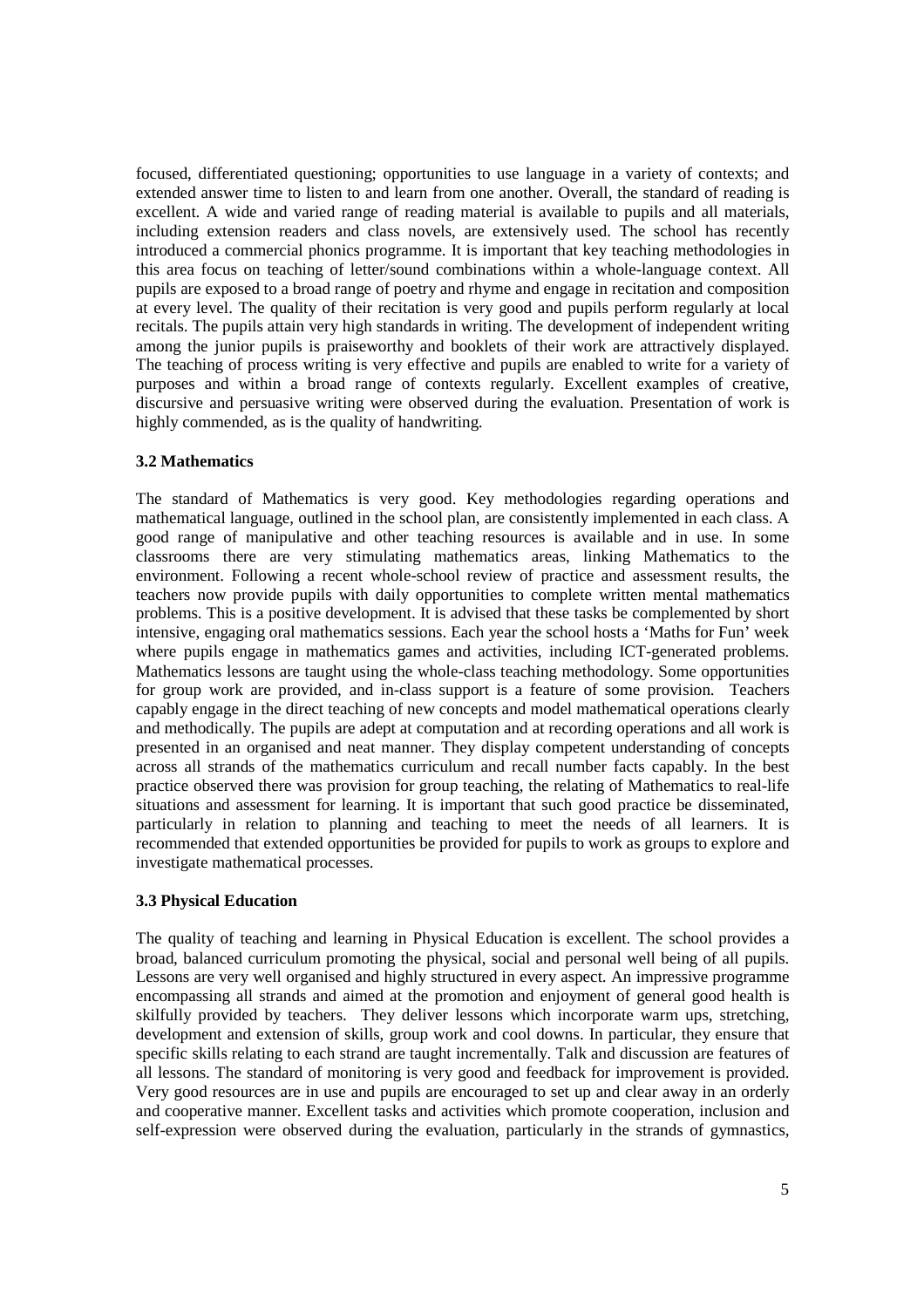focused, differentiated questioning; opportunities to use language in a variety of contexts; and extended answer time to listen to and learn from one another. Overall, the standard of reading is excellent. A wide and varied range of reading material is available to pupils and all materials, including extension readers and class novels, are extensively used. The school has recently introduced a commercial phonics programme. It is important that key teaching methodologies in this area focus on teaching of letter/sound combinations within a whole-language context. All pupils are exposed to a broad range of poetry and rhyme and engage in recitation and composition at every level. The quality of their recitation is very good and pupils perform regularly at local recitals. The pupils attain very high standards in writing. The development of independent writing among the junior pupils is praiseworthy and booklets of their work are attractively displayed. The teaching of process writing is very effective and pupils are enabled to write for a variety of purposes and within a broad range of contexts regularly. Excellent examples of creative, discursive and persuasive writing were observed during the evaluation. Presentation of work is highly commended, as is the quality of handwriting.

### 3.2 Mathematics

The standard of Mathematics is very good. Key methodologies regarding operations and mathematical language, outlined in the school plan, are consistently implemented in each class. A good range of manipulative and other teaching resources is available and in use. In some classrooms there are very stimulating mathematics areas, linking Mathematics to the environment. Following a recent whole-school review of practice and assessment results, the teachers now provide pupils with daily opportunities to complete written mental mathematics problems. This is a positive development. It is advised that these tasks be complemented by short intensive, engaging oral mathematics sessions. Each year the school hosts a 'Maths for Fun' week where pupils engage in mathematics games and activities, including ICT-generated problems. Mathematics lessons are taught using the whole-class teaching methodology. Some opportunities for group work are provided, and in-class support is a feature of some provision. Teachers capably engage in the direct teaching of new concepts and model mathematical operations clearly and methodically. The pupils are adept at computation and at recording operations and all work is presented in an organised and neat manner. They display competent understanding of concepts across all strands of the mathematics curriculum and recall number facts capably. In the best practice observed there was provision for group teaching, the relating of Mathematics to real-life situations and assessment for learning. It is important that such good practice be disseminated, particularly in relation to planning and teaching to meet the needs of all learners. It is recommended that extended opportunities be provided for pupils to work as groups to explore and investigate mathematical processes.

### 3.3 Physical Education

The quality of teaching and learning in Physical Education is excellent. The school provides a broad, balanced curriculum promoting the physical, social and personal well being of all pupils. Lessons are very well organised and highly structured in every aspect. An impressive programme encompassing all strands and aimed at the promotion and enjoyment of general good health is skilfully provided by teachers. They deliver lessons which incorporate warm ups, stretching, development and extension of skills, group work and cool downs. In particular, they ensure that specific skills relating to each strand are taught incrementally. Talk and discussion are features of all lessons. The standard of monitoring is very good and feedback for improvement is provided. Very good resources are in use and pupils are encouraged to set up and clear away in an orderly and cooperative manner. Excellent tasks and activities which promote cooperation, inclusion and self-expression were observed during the evaluation, particularly in the strands of gymnastics,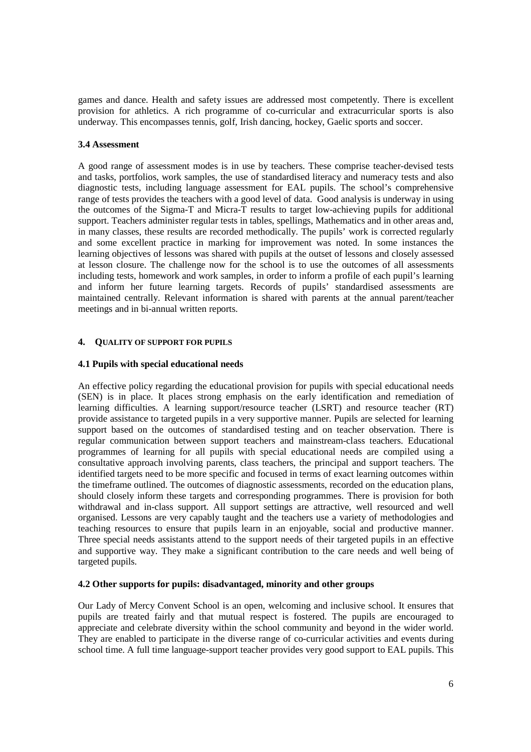games and dance. Health and safety issues are addressed most competently. There is excellent provision for athletics. A rich programme of co-curricular and extracurricular sports is also underway. This encompasses tennis, golf, Irish dancing, hockey, Gaelic sports and soccer.

### 3.4 Assessment

A good range of assessment modes is in use by teachers. These comprise teacher-devised tests and tasks, portfolios, work samples, the use of standardised literacy and numeracy tests and also diagnostic tests, including language assessment for EAL pupils. The school's comprehensive range of tests provides the teachers with a good level of data. Good analysis is underway in using the outcomes of the Sigma-T and Micra-T results to target low-achieving pupils for additional support. Teachers administer regular tests in tables, spellings, Mathematics and in other areas and, in many classes, these results are recorded methodically. The pupils' work is corrected regularly and some excellent practice in marking for improvement was noted. In some instances the learning objectives of lessons was shared with pupils at the outset of lessons and closely assessed at lesson closure. The challenge now for the school is to use the outcomes of all assessments including tests, homework and work samples, in order to inform a profile of each pupil's learning and inform her future learning targets. Records of pupils' standardised assessments are maintained centrally. Relevant information is shared with parents at the annual parent/teacher meetings and in bi-annual written reports.

## 4. Quality of Support for Pupils

### 4.1 Pupils with special educational needs

An effective policy regarding the educational provision for pupils with special educational needs (SEN) is in place. It places strong emphasis on the early identification and remediation of learning difficulties. A learning support/resource teacher (LSRT) and resource teacher (RT) provide assistance to targeted pupils in a very supportive manner. Pupils are selected for learning support based on the outcomes of standardised testing and on teacher observation. There is regular communication between support teachers and mainstream-class teachers. Educational programmes of learning for all pupils with special educational needs are compiled using a consultative approach involving parents, class teachers, the principal and support teachers. The identified targets need to be more specific and focused in terms of exact learning outcomes within the timeframe outlined. The outcomes of diagnostic assessments, recorded on the education plans, should closely inform these targets and corresponding programmes. There is provision for both withdrawal and in-class support. All support settings are attractive, well resourced and well organised. Lessons are very capably taught and the teachers use a variety of methodologies and teaching resources to ensure that pupils learn in an enjoyable, social and productive manner. Three special needs assistants attend to the support needs of their targeted pupils in an effective and supportive way. They make a significant contribution to the care needs and well being of targeted pupils.

### 4.2 Other supports for pupils: disadvantaged, minority and other groups

Our Lady of Mercy Convent School is an open, welcoming and inclusive school. It ensures that pupils are treated fairly and that mutual respect is fostered. The pupils are encouraged to appreciate and celebrate diversity within the school community and beyond in the wider world. They are enabled to participate in the diverse range of co-curricular activities and events during school time. A full time language-support teacher provides very good support to EAL pupils. This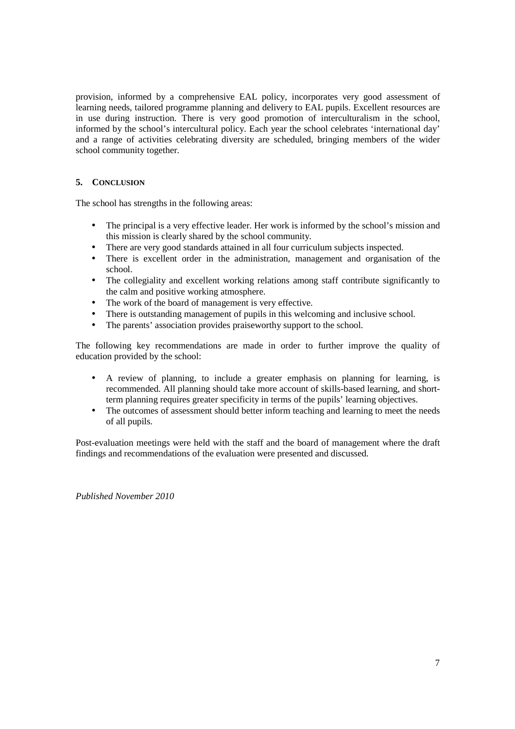provision, informed by a comprehensive EAL policy, incorporates very good assessment of learning needs, tailored programme planning and delivery to EAL pupils. Excellent resources are in use during instruction. There is very good promotion of interculturalism in the school, informed by the school's intercultural policy. Each year the school celebrates 'international day' and a range of activities celebrating diversity are scheduled, bringing members of the wider school community together.

## 5. CONCLUSION

The school has strengths in the following areas:

- The principal is a very effective leader. Her work is informed by the school's mission and this mission is clearly shared by the school community.
- There are very good standards attained in all four curriculum subjects inspected.
- There is excellent order in the administration, management and organisation of the school.
- The collegiality and excellent working relations among staff contribute significantly to the calm and positive working atmosphere.
- The work of the board of management is very effective.
- There is outstanding management of pupils in this welcoming and inclusive school.
- The parents' association provides praiseworthy support to the school.

The following key recommendations are made in order to further improve the quality of education provided by the school:

- A review of planning, to include a greater emphasis on planning for learning, is recommended. All planning should take more account of skills-based learning, and short-term planning requires greater specificity in terms of the pupils' learning objectives.
- The outcomes of assessment should better inform teaching and learning to meet the needs of all pupils.

Post-evaluation meetings were held with the staff and the board of management where the draft findings and recommendations of the evaluation were presented and discussed.

*Published November 2010*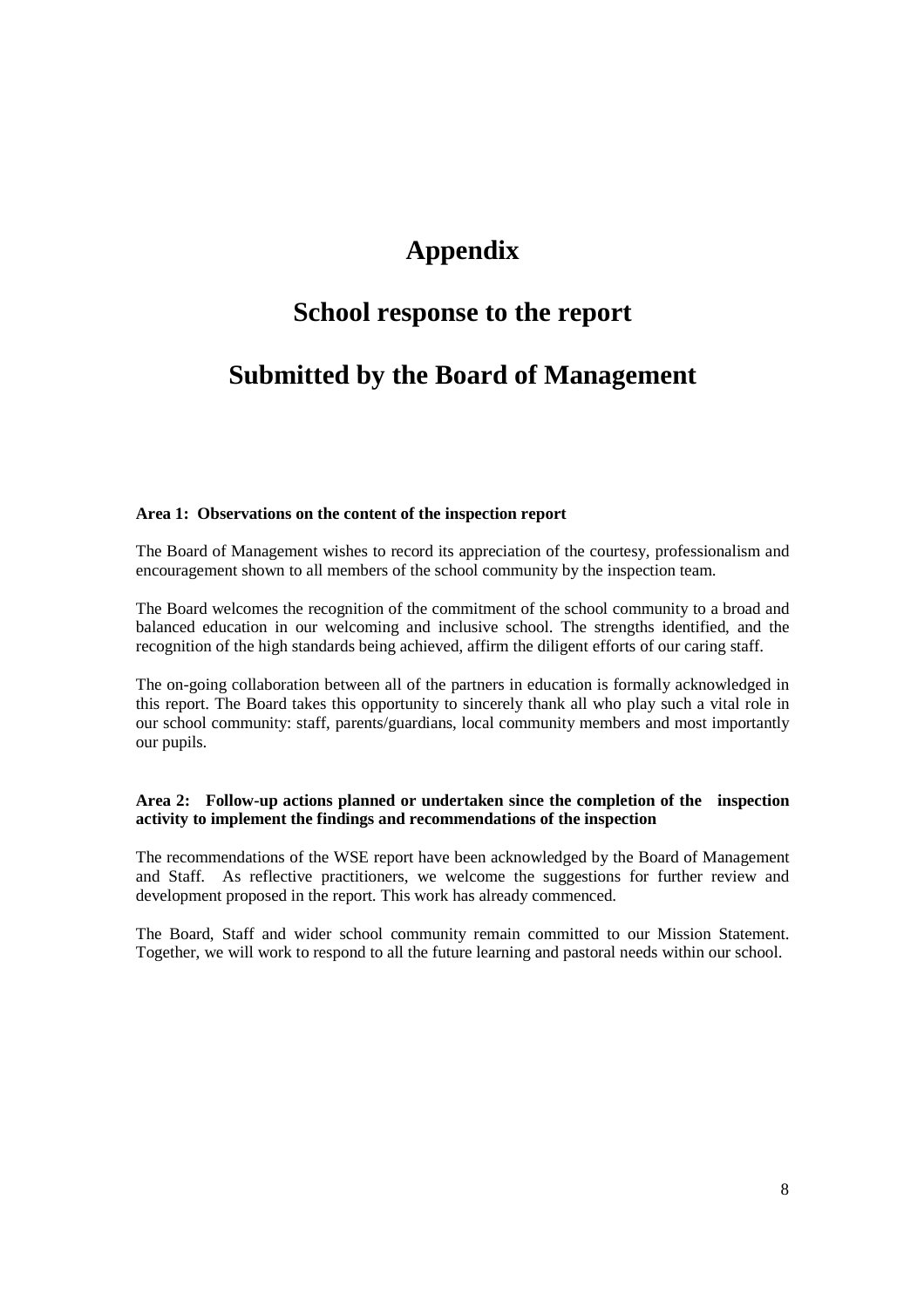# Appendix

# School response to the report

# Submitted by the Board of Management

**Area 1: Observations on the content of the inspection report**

The Board of Management wishes to record its appreciation of the courtesy, professionalism and encouragement shown to all members of the school community by the inspection team.

The Board welcomes the recognition of the commitment of the school community to a broad and balanced education in our welcoming and inclusive school. The strengths identified, and the recognition of the high standards being achieved, affirm the diligent efforts of our caring staff.

The on-going collaboration between all of the partners in education is formally acknowledged in this report. The Board takes this opportunity to sincerely thank all who play such a vital role in our school community: staff, parents/guardians, local community members and most importantly our pupils.

**Area 2: Follow-up actions planned or undertaken since the completion of the inspection activity to implement the findings and recommendations of the inspection**

The recommendations of the WSE report have been acknowledged by the Board of Management and Staff. As reflective practitioners, we welcome the suggestions for further review and development proposed in the report. This work has already commenced.

The Board, Staff and wider school community remain committed to our Mission Statement. Together, we will work to respond to all the future learning and pastoral needs within our school.